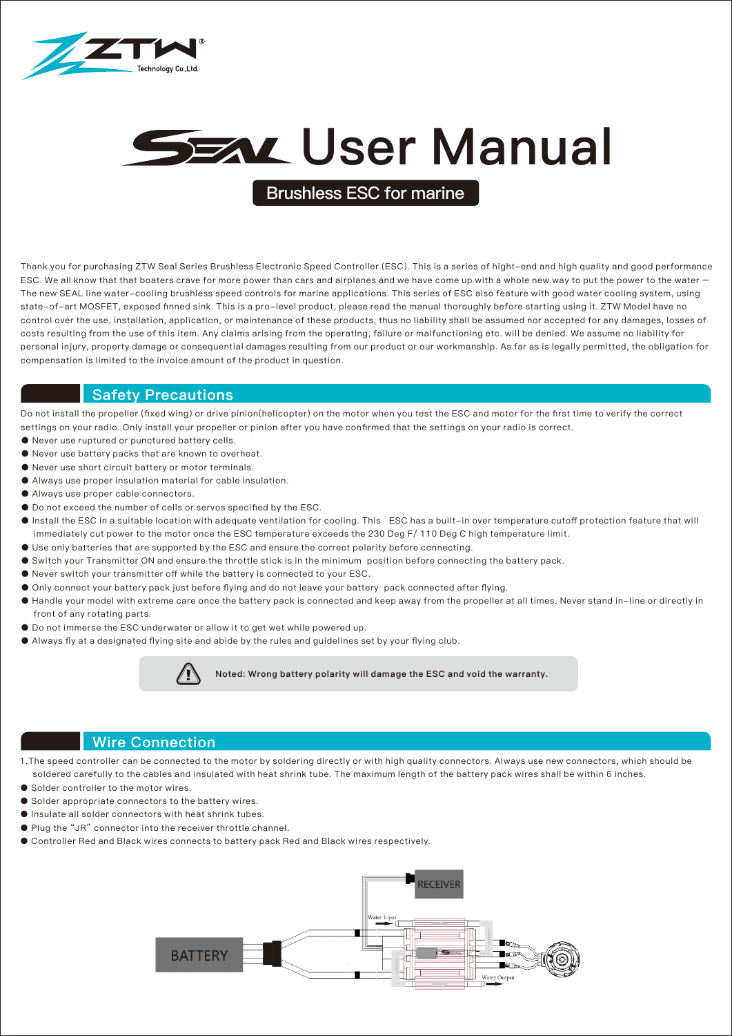# SEAL User Manual

**Brushless ESC for marine**

Thank you for purchasing ZTW Seal Series Brushless Electronic Speed Controller (ESC). This is a series of hight–end and high quality and good performance ESC. We all know that that boaters crave for more power than cars and airplanes and we have come up with a whole new way to put the power to the water — The new SEAL line water–cooling brushless speed controls for marine applications. This series of ESC also feature with good water cooling system, using state–of–art MOSFET, exposed finned sink. This is a pro–level product, please read the manual thoroughly before starting using it. ZTW Model have no control over the use, installation, application, or maintenance of these products, thus no liability shall be assumed nor accepted for any damages, losses of costs resulting from the use of this item. Any claims arising from the operating, failure or malfunctioning etc. will be denied. We assume no liability for personal injury, property damage or consequential damages resulting from our product or our workmanship. As far as is legally permitted, the obligation for compensation is limited to the invoice amount of the product in question.

## Safety Precautions

Do not install the propeller (fixed wing) or drive pinion(helicopter) on the motor when you test the ESC and motor for the first time to verify the correct settings on your radio. Only install your propeller or pinion after you have confirmed that the settings on your radio is correct.

- Never use ruptured or punctured battery cells.
- Never use battery packs that are known to overheat.
- Never use short circuit battery or motor terminals.
- Always use proper insulation material for cable insulation.
- Always use proper cable connectors.
- Do not exceed the number of cells or servos specified by the ESC.
- Install the ESC in a suitable location with adequate ventilation for cooling. This ESC has a built–in over temperature cutoff protection feature that will immediately cut power to the motor once the ESC temperature exceeds the 230 Deg F/ 110 Deg C high temperature limit.
- Use only batteries that are supported by the ESC and ensure the correct polarity before connecting.
- Switch your Transmitter ON and ensure the throttle stick is in the minimum position before connecting the battery pack.
- Never switch your transmitter off while the battery is connected to your ESC.
- Only connect your battery pack just before flying and do not leave your battery pack connected after flying.
- Handle your model with extreme care once the battery pack is connected and keep away from the propeller at all times. Never stand in–line or directly in front of any rotating parts.
- Do not immerse the ESC underwater or allow it to get wet while powered up.
- Always fly at a designated flying site and abide by the rules and guidelines set by your flying club.

**Noted: Wrong battery polarity will damage the ESC and void the warranty.**

## Wire Connection

1.The speed controller can be connected to the motor by soldering directly or with high quality connectors. Always use new connectors, which should be soldered carefully to the cables and insulated with heat shrink tube. The maximum length of the battery pack wires shall be within 6 inches.

- Solder controller to the motor wires.
- Solder appropriate connectors to the battery wires.
- Insulate all solder connectors with heat shrink tubes.
- Plug the “JR” connector into the receiver throttle channel.
- Controller Red and Black wires connects to battery pack Red and Black wires respectively.

RECEIVER

Water Input

BATTERY

Water Output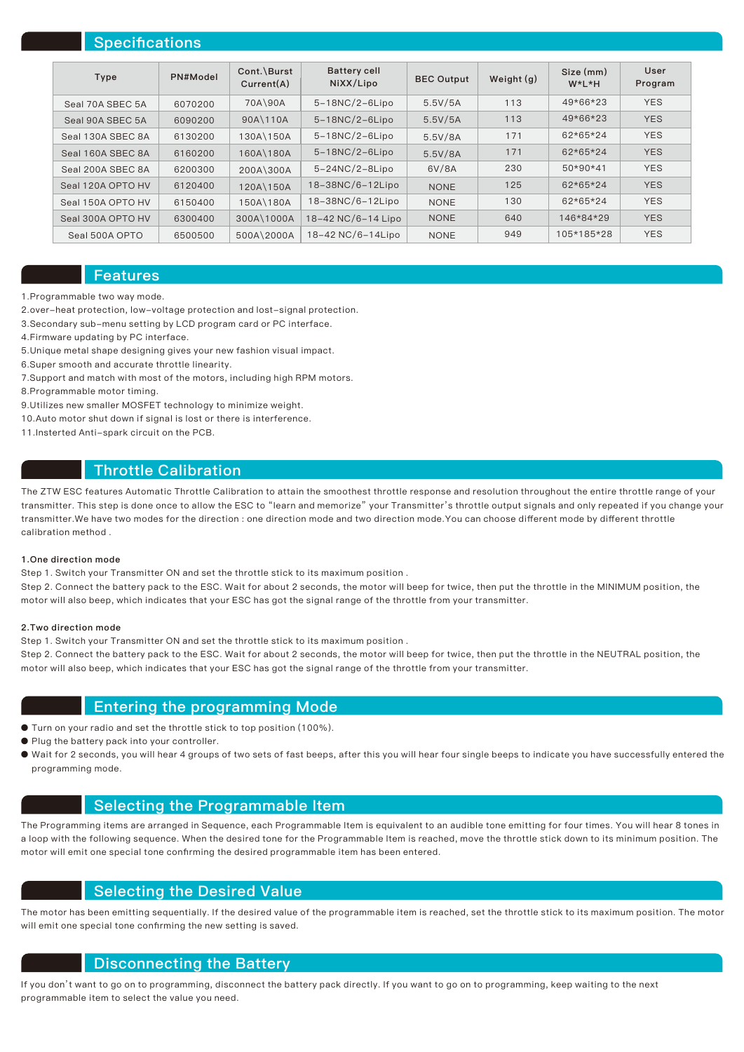## Specifications

| Type | PN#Model | Cont.\Burst Current(A) | Battery cell NiXX/Lipo | BEC Output | Weight (g) | Size (mm) W*L*H | User Program |
|---|---|---|---|---|---|---|---|
| Seal 70A SBEC 5A | 6070200 | 70A\90A | 5–18NC/2–6Lipo | 5.5V/5A | 113 | 49*66*23 | YES |
| Seal 90A SBEC 5A | 6090200 | 90A\110A | 5–18NC/2–6Lipo | 5.5V/5A | 113 | 49*66*23 | YES |
| Seal 130A SBEC 8A | 6130200 | 130A\150A | 5–18NC/2–6Lipo | 5.5V/8A | 171 | 62*65*24 | YES |
| Seal 160A SBEC 8A | 6160200 | 160A\180A | 5–18NC/2–6Lipo | 5.5V/8A | 171 | 62*65*24 | YES |
| Seal 200A SBEC 8A | 6200300 | 200A\300A | 5–24NC/2–8Lipo | 6V/8A | 230 | 50*90*41 | YES |
| Seal 120A OPTO HV | 6120400 | 120A\150A | 18–38NC/6–12Lipo | NONE | 125 | 62*65*24 | YES |
| Seal 150A OPTO HV | 6150400 | 150A\180A | 18–38NC/6–12Lipo | NONE | 130 | 62*65*24 | YES |
| Seal 300A OPTO HV | 6300400 | 300A\1000A | 18–42 NC/6–14 Lipo | NONE | 640 | 146*84*29 | YES |
| Seal 500A OPTO | 6500500 | 500A\2000A | 18–42 NC/6–14Lipo | NONE | 949 | 105*185*28 | YES |

## Features

1.Programmable two way mode.
2.over–heat protection, low–voltage protection and lost–signal protection.
3.Secondary sub–menu setting by LCD program card or PC interface.
4.Firmware updating by PC interface.
5.Unique metal shape designing gives your new fashion visual impact.
6.Super smooth and accurate throttle linearity.
7.Support and match with most of the motors, including high RPM motors.
8.Programmable motor timing.
9.Utilizes new smaller MOSFET technology to minimize weight.
10.Auto motor shut down if signal is lost or there is interference.
11.Insterted Anti–spark circuit on the PCB.

## Throttle Calibration

The ZTW ESC features Automatic Throttle Calibration to attain the smoothest throttle response and resolution throughout the entire throttle range of your transmitter. This step is done once to allow the ESC to "learn and memorize" your Transmitter's throttle output signals and only repeated if you change your transmitter.We have two modes for the direction : one direction mode and two direction mode.You can choose different mode by different throttle calibration method .

**1.One direction mode**

Step 1. Switch your Transmitter ON and set the throttle stick to its maximum position .
Step 2. Connect the battery pack to the ESC. Wait for about 2 seconds, the motor will beep for twice, then put the throttle in the MINIMUM position, the motor will also beep, which indicates that your ESC has got the signal range of the throttle from your transmitter.

**2.Two direction mode**

Step 1. Switch your Transmitter ON and set the throttle stick to its maximum position .
Step 2. Connect the battery pack to the ESC. Wait for about 2 seconds, the motor will beep for twice, then put the throttle in the NEUTRAL position, the motor will also beep, which indicates that your ESC has got the signal range of the throttle from your transmitter.

## Entering the programming Mode

- Turn on your radio and set the throttle stick to top position (100%).
- Plug the battery pack into your controller.
- Wait for 2 seconds, you will hear 4 groups of two sets of fast beeps, after this you will hear four single beeps to indicate you have successfully entered the programming mode.

## Selecting the Programmable Item

The Programming items are arranged in Sequence, each Programmable Item is equivalent to an audible tone emitting for four times. You will hear 8 tones in a loop with the following sequence. When the desired tone for the Programmable Item is reached, move the throttle stick down to its minimum position. The motor will emit one special tone confirming the desired programmable item has been entered.

## Selecting the Desired Value

The motor has been emitting sequentially. If the desired value of the programmable item is reached, set the throttle stick to its maximum position. The motor will emit one special tone confirming the new setting is saved.

## Disconnecting the Battery

If you don't want to go on to programming, disconnect the battery pack directly. If you want to go on to programming, keep waiting to the next programmable item to select the value you need.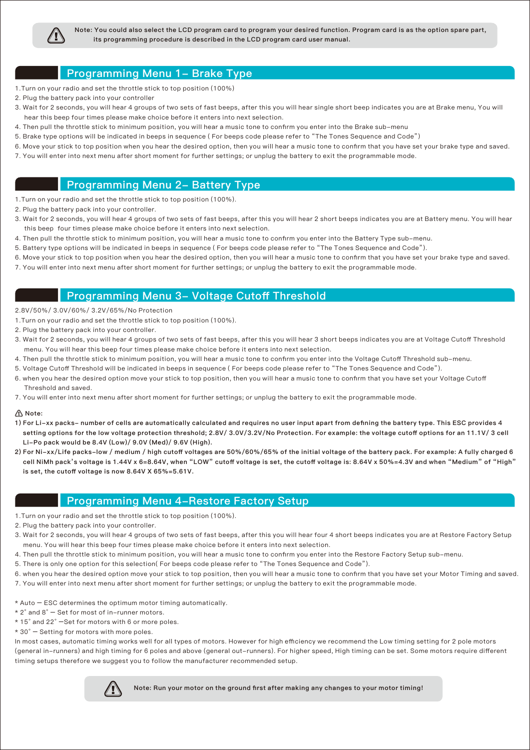> **Note: You could also select the LCD program card to program your desired function. Program card is as the option spare part, its programming procedure is described in the LCD program card user manual.**

## Programming Menu 1– Brake Type

1.Turn on your radio and set the throttle stick to top position (100%)
2. Plug the battery pack into your controller
3. Wait for 2 seconds, you will hear 4 groups of two sets of fast beeps, after this you will hear single short beep indicates you are at Brake menu, You will hear this beep four times please make choice before it enters into next selection.
4. Then pull the throttle stick to minimum position, you will hear a music tone to confirm you enter into the Brake sub–menu
5. Brake type options will be indicated in beeps in sequence ( For beeps code please refer to "The Tones Sequence and Code")
6. Move your stick to top position when you hear the desired option, then you will hear a music tone to confirm that you have set your brake type and saved.
7. You will enter into next menu after short moment for further settings; or unplug the battery to exit the programmable mode.

## Programming Menu 2– Battery Type

1.Turn on your radio and set the throttle stick to top position (100%).
2. Plug the battery pack into your controller.
3. Wait for 2 seconds, you will hear 4 groups of two sets of fast beeps, after this you will hear 2 short beeps indicates you are at Battery menu. You will hear this beep four times please make choice before it enters into next selection.
4. Then pull the throttle stick to minimum position, you will hear a music tone to confirm you enter into the Battery Type sub–menu.
5. Battery type options will be indicated in beeps in sequence ( For beeps code please refer to "The Tones Sequence and Code").
6. Move your stick to top position when you hear the desired option, then you will hear a music tone to confirm that you have set your brake type and saved.
7. You will enter into next menu after short moment for further settings; or unplug the battery to exit the programmable mode.

## Programming Menu 3– Voltage Cutoff Threshold

2.8V/50%/ 3.0V/60%/ 3.2V/65%/No Protection

1.Turn on your radio and set the throttle stick to top position (100%).
2. Plug the battery pack into your controller.
3. Wait for 2 seconds, you will hear 4 groups of two sets of fast beeps, after this you will hear 3 short beeps indicates you are at Voltage Cutoff Threshold menu. You will hear this beep four times please make choice before it enters into next selection.
4. Then pull the throttle stick to minimum position, you will hear a music tone to confirm you enter into the Voltage Cutoff Threshold sub–menu.
5. Voltage Cutoff Threshold will be indicated in beeps in sequence ( For beeps code please refer to "The Tones Sequence and Code").
6. when you hear the desired option move your stick to top position, then you will hear a music tone to confirm that you have set your Voltage Cutoff Threshold and saved.
7. You will enter into next menu after short moment for further settings; or unplug the battery to exit the programmable mode.

**⚠ Note:**

**1) For Li–xx packs– number of cells are automatically calculated and requires no user input apart from defining the battery type. This ESC provides 4 setting options for the low voltage protection threshold; 2.8V/ 3.0V/3.2V/No Protection. For example: the voltage cutoff options for an 11.1V/ 3 cell Li–Po pack would be 8.4V (Low)/ 9.0V (Med)/ 9.6V (High).**

**2) For Ni–xx/Life packs–low / medium / high cutoff voltages are 50%/60%/65% of the initial voltage of the battery pack. For example: A fully charged 6 cell NiMh pack's voltage is 1.44V x 6=8.64V, when "LOW" cutoff voltage is set, the cutoff voltage is: 8.64V x 50%=4.3V and when "Medium" of "High" is set, the cutoff voltage is now 8.64V X 65%=5.61V.**

## Programming Menu 4–Restore Factory Setup

1.Turn on your radio and set the throttle stick to top position (100%).
2. Plug the battery pack into your controller.
3. Wait for 2 seconds, you will hear 4 groups of two sets of fast beeps, after this you will hear four 4 short beeps indicates you are at Restore Factory Setup menu. You will hear this beep four times please make choice before it enters into next selection.
4. Then pull the throttle stick to minimum position, you will hear a music tone to confirm you enter into the Restore Factory Setup sub–menu.
5. There is only one option for this selection( For beeps code please refer to "The Tones Sequence and Code").
6. when you hear the desired option move your stick to top position, then you will hear a music tone to confirm that you have set your Motor Timing and saved.
7. You will enter into next menu after short moment for further settings; or unplug the battery to exit the programmable mode.

* Auto — ESC determines the optimum motor timing automatically.
* 2° and 8° — Set for most of in–runner motors.
* 15° and 22° —Set for motors with 6 or more poles.
* 30° — Setting for motors with more poles.

In most cases, automatic timing works well for all types of motors. However for high efficiency we recommend the Low timing setting for 2 pole motors (general in–runners) and high timing for 6 poles and above (general out–runners). For higher speed, High timing can be set. Some motors require different timing setups therefore we suggest you to follow the manufacturer recommended setup.

> **Note: Run your motor on the ground first after making any changes to your motor timing!**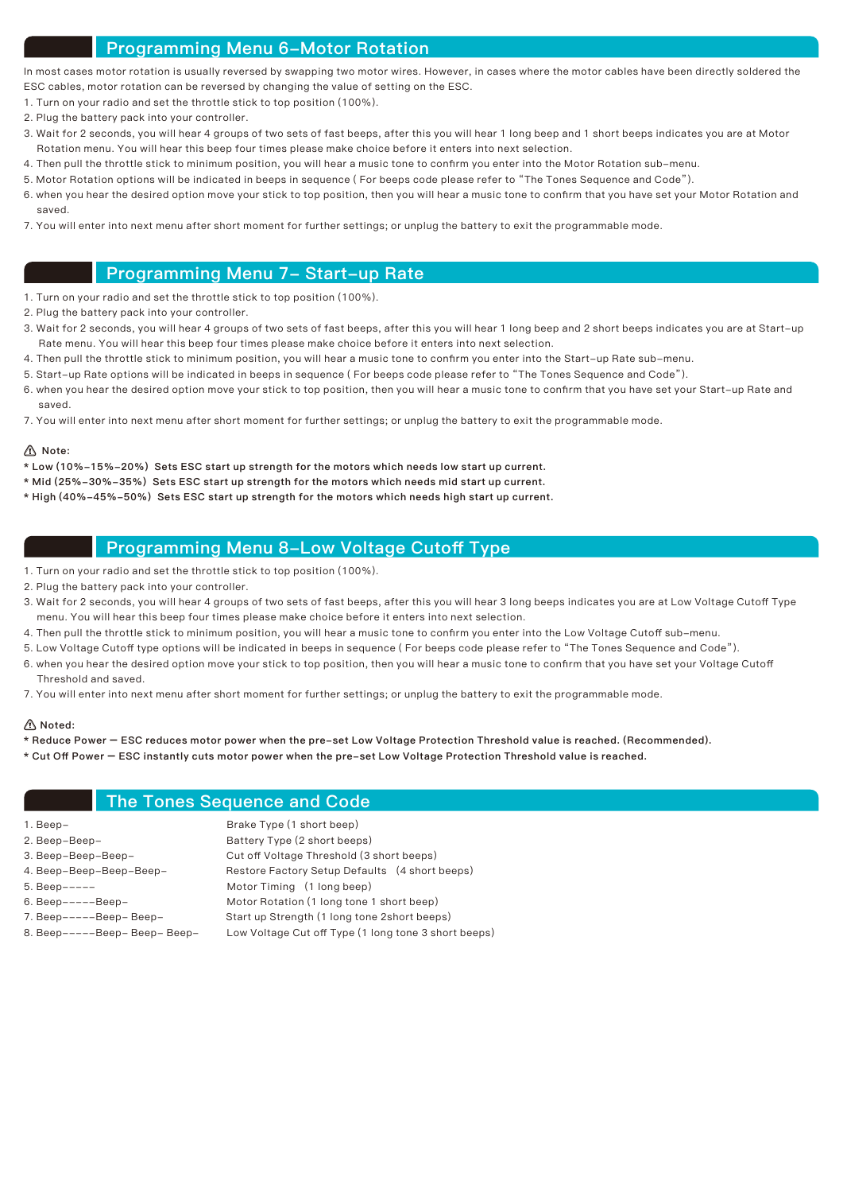## Programming Menu 6–Motor Rotation

In most cases motor rotation is usually reversed by swapping two motor wires. However, in cases where the motor cables have been directly soldered the ESC cables, motor rotation can be reversed by changing the value of setting on the ESC.

1. Turn on your radio and set the throttle stick to top position (100%).
2. Plug the battery pack into your controller.
3. Wait for 2 seconds, you will hear 4 groups of two sets of fast beeps, after this you will hear 1 long beep and 1 short beeps indicates you are at Motor Rotation menu. You will hear this beep four times please make choice before it enters into next selection.
4. Then pull the throttle stick to minimum position, you will hear a music tone to confirm you enter into the Motor Rotation sub–menu.
5. Motor Rotation options will be indicated in beeps in sequence ( For beeps code please refer to "The Tones Sequence and Code").
6. when you hear the desired option move your stick to top position, then you will hear a music tone to confirm that you have set your Motor Rotation and saved.
7. You will enter into next menu after short moment for further settings; or unplug the battery to exit the programmable mode.

## Programming Menu 7– Start–up Rate

1. Turn on your radio and set the throttle stick to top position (100%).
2. Plug the battery pack into your controller.
3. Wait for 2 seconds, you will hear 4 groups of two sets of fast beeps, after this you will hear 1 long beep and 2 short beeps indicates you are at Start–up Rate menu. You will hear this beep four times please make choice before it enters into next selection.
4. Then pull the throttle stick to minimum position, you will hear a music tone to confirm you enter into the Start–up Rate sub–menu.
5. Start–up Rate options will be indicated in beeps in sequence ( For beeps code please refer to "The Tones Sequence and Code").
6. when you hear the desired option move your stick to top position, then you will hear a music tone to confirm that you have set your Start–up Rate and saved.
7. You will enter into next menu after short moment for further settings; or unplug the battery to exit the programmable mode.

⚠ Note:

**\* Low (10%–15%–20%) Sets ESC start up strength for the motors which needs low start up current.**
**\* Mid (25%–30%–35%) Sets ESC start up strength for the motors which needs mid start up current.**
**\* High (40%–45%–50%) Sets ESC start up strength for the motors which needs high start up current.**

## Programming Menu 8–Low Voltage Cutoff Type

1. Turn on your radio and set the throttle stick to top position (100%).
2. Plug the battery pack into your controller.
3. Wait for 2 seconds, you will hear 4 groups of two sets of fast beeps, after this you will hear 3 long beeps indicates you are at Low Voltage Cutoff Type menu. You will hear this beep four times please make choice before it enters into next selection.
4. Then pull the throttle stick to minimum position, you will hear a music tone to confirm you enter into the Low Voltage Cutoff sub–menu.
5. Low Voltage Cutoff type options will be indicated in beeps in sequence ( For beeps code please refer to "The Tones Sequence and Code").
6. when you hear the desired option move your stick to top position, then you will hear a music tone to confirm that you have set your Voltage Cutoff Threshold and saved.
7. You will enter into next menu after short moment for further settings; or unplug the battery to exit the programmable mode.

⚠ Noted:

**\* Reduce Power — ESC reduces motor power when the pre–set Low Voltage Protection Threshold value is reached. (Recommended).**
**\* Cut Off Power — ESC instantly cuts motor power when the pre–set Low Voltage Protection Threshold value is reached.**

## The Tones Sequence and Code

| | |
|---|---|
| 1. Beep– | Brake Type (1 short beep) |
| 2. Beep–Beep– | Battery Type (2 short beeps) |
| 3. Beep–Beep–Beep– | Cut off Voltage Threshold (3 short beeps) |
| 4. Beep–Beep–Beep–Beep– | Restore Factory Setup Defaults (4 short beeps) |
| 5. Beep––––– | Motor Timing (1 long beep) |
| 6. Beep–––––Beep– | Motor Rotation (1 long tone 1 short beep) |
| 7. Beep–––––Beep– Beep– | Start up Strength (1 long tone 2short beeps) |
| 8. Beep–––––Beep– Beep– Beep– | Low Voltage Cut off Type (1 long tone 3 short beeps) |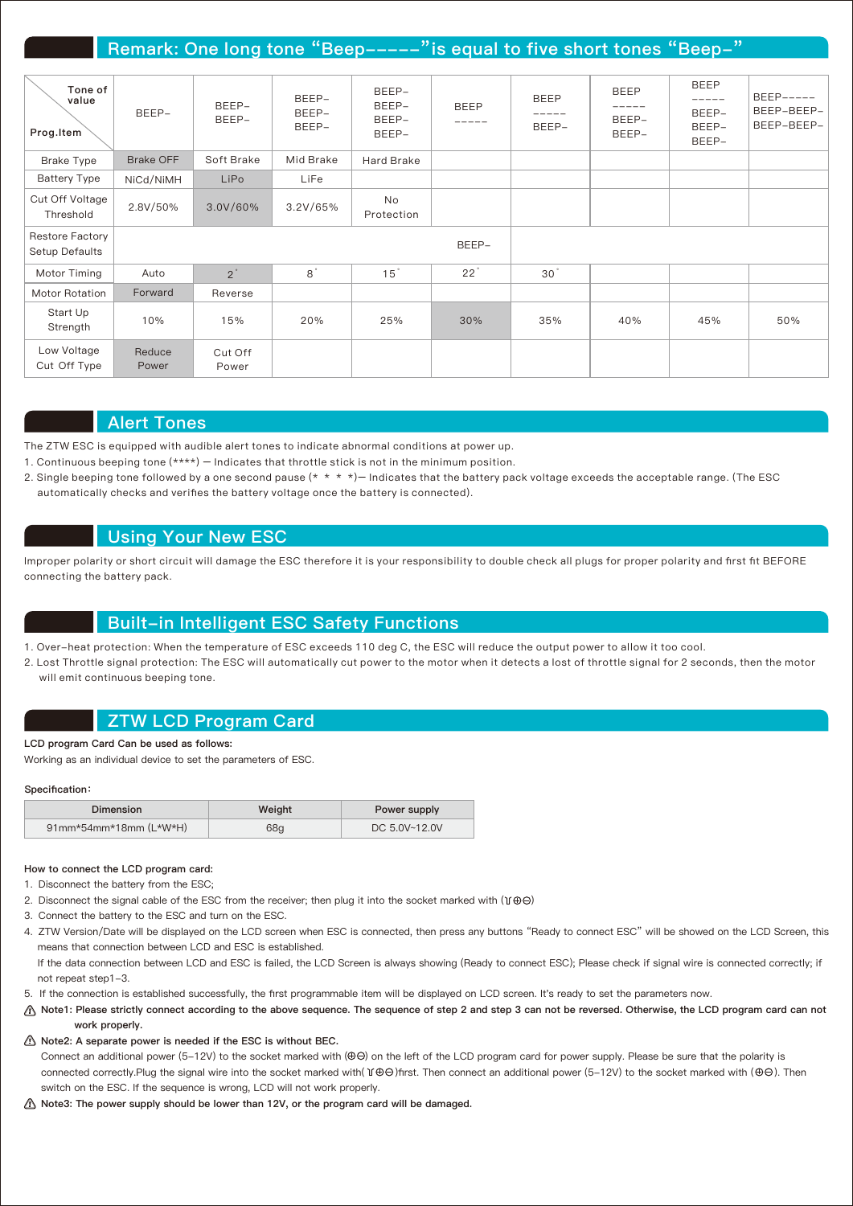## Remark: One long tone "Beep-----"is equal to five short tones "Beep-"

| Tone of value / Prog.Item | BEEP- | BEEP- BEEP- | BEEP- BEEP- BEEP- | BEEP- BEEP- BEEP- BEEP- | BEEP ----- | BEEP ----- BEEP- | BEEP ----- BEEP- BEEP- | BEEP ----- BEEP- BEEP- BEEP- | BEEP----- BEEP-BEEP- BEEP-BEEP- |
|---|---|---|---|---|---|---|---|---|---|
| Brake Type | Brake OFF | Soft Brake | Mid Brake | Hard Brake | | | | | |
| Battery Type | NiCd/NiMH | LiPo | LiFe | | | | | | |
| Cut Off Voltage Threshold | 2.8V/50% | 3.0V/60% | 3.2V/65% | No Protection | | | | | |
| Restore Factory Setup Defaults | BEEP- | | | | | | | | |
| Motor Timing | Auto | 2° | 8° | 15° | 22° | 30° | | | |
| Motor Rotation | Forward | Reverse | | | | | | | |
| Start Up Strength | 10% | 15% | 20% | 25% | 30% | 35% | 40% | 45% | 50% |
| Low Voltage Cut Off Type | Reduce Power | Cut Off Power | | | | | | | |

## Alert Tones

The ZTW ESC is equipped with audible alert tones to indicate abnormal conditions at power up.

1. Continuous beeping tone (****) — Indicates that throttle stick is not in the minimum position.
2. Single beeping tone followed by a one second pause (* * * *)— Indicates that the battery pack voltage exceeds the acceptable range. (The ESC automatically checks and verifies the battery voltage once the battery is connected).

## Using Your New ESC

Improper polarity or short circuit will damage the ESC therefore it is your responsibility to double check all plugs for proper polarity and first fit BEFORE connecting the battery pack.

## Built-in Intelligent ESC Safety Functions

1. Over-heat protection: When the temperature of ESC exceeds 110 deg C, the ESC will reduce the output power to allow it too cool.
2. Lost Throttle signal protection: The ESC will automatically cut power to the motor when it detects a lost of throttle signal for 2 seconds, then the motor will emit continuous beeping tone.

## ZTW LCD Program Card

**LCD program Card Can be used as follows:**

Working as an individual device to set the parameters of ESC.

**Specification:**

| Dimension | Weight | Power supply |
|---|---|---|
| 91mm*54mm*18mm (L*W*H) | 68g | DC 5.0V~12.0V |

**How to connect the LCD program card:**

1. Disconnect the battery from the ESC;
2. Disconnect the signal cable of the ESC from the receiver; then plug it into the socket marked with (⊻⊕⊖)
3. Connect the battery to the ESC and turn on the ESC.
4. ZTW Version/Date will be displayed on the LCD screen when ESC is connected, then press any buttons "Ready to connect ESC" will be showed on the LCD Screen, this means that connection between LCD and ESC is established.
   If the data connection between LCD and ESC is failed, the LCD Screen is always showing (Ready to connect ESC); Please check if signal wire is connected correctly; if not repeat step1-3.
5. If the connection is established successfully, the first programmable item will be displayed on LCD screen. It's ready to set the parameters now.

⚠ **Note1: Please strictly connect according to the above sequence. The sequence of step 2 and step 3 can not be reversed. Otherwise, the LCD program card can not work properly.**

⚠ **Note2: A separate power is needed if the ESC is without BEC.**

Connect an additional power (5-12V) to the socket marked with (⊕⊖) on the left of the LCD program card for power supply. Please be sure that the polarity is connected correctly.Plug the signal wire into the socket marked with( ⊻⊕⊖)first. Then connect an additional power (5-12V) to the socket marked with (⊕⊖). Then switch on the ESC. If the sequence is wrong, LCD will not work properly.

⚠ **Note3: The power supply should be lower than 12V, or the program card will be damaged.**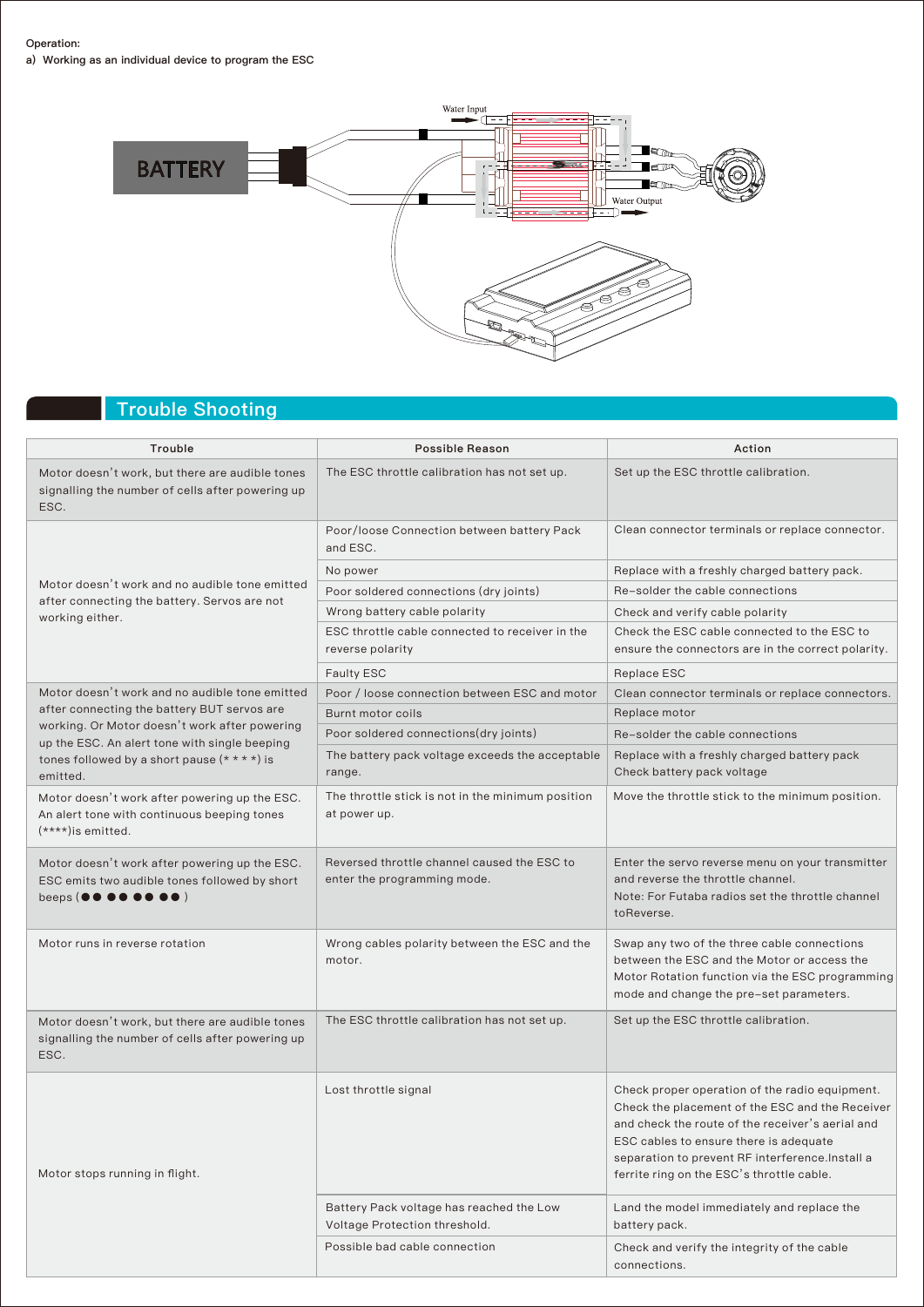Operation:

a) Working as an individual device to program the ESC

## Trouble Shooting

| Trouble | Possible Reason | Action |
| --- | --- | --- |
| Motor doesn't work, but there are audible tones signalling the number of cells after powering up ESC. | The ESC throttle calibration has not set up. | Set up the ESC throttle calibration. |
| Motor doesn't work and no audible tone emitted after connecting the battery. Servos are not working either. | Poor/loose Connection between battery Pack and ESC. | Clean connector terminals or replace connector. |
| | No power | Replace with a freshly charged battery pack. |
| | Poor soldered connections (dry joints) | Re-solder the cable connections |
| | Wrong battery cable polarity | Check and verify cable polarity |
| | ESC throttle cable connected to receiver in the reverse polarity | Check the ESC cable connected to the ESC to ensure the connectors are in the correct polarity. |
| | Faulty ESC | Replace ESC |
| Motor doesn't work and no audible tone emitted after connecting the battery BUT servos are working. Or Motor doesn't work after powering up the ESC. An alert tone with single beeping tones followed by a short pause (* * * *) is emitted. | Poor / loose connection between ESC and motor | Clean connector terminals or replace connectors. |
| | Burnt motor coils | Replace motor |
| | Poor soldered connections(dry joints) | Re-solder the cable connections |
| | The battery pack voltage exceeds the acceptable range. | Replace with a freshly charged battery pack Check battery pack voltage |
| Motor doesn't work after powering up the ESC. An alert tone with continuous beeping tones (****)is emitted. | The throttle stick is not in the minimum position at power up. | Move the throttle stick to the minimum position. |
| Motor doesn't work after powering up the ESC. ESC emits two audible tones followed by short beeps (●● ●● ●● ●● ) | Reversed throttle channel caused the ESC to enter the programming mode. | Enter the servo reverse menu on your transmitter and reverse the throttle channel. Note: For Futaba radios set the throttle channel toReverse. |
| Motor runs in reverse rotation | Wrong cables polarity between the ESC and the motor. | Swap any two of the three cable connections between the ESC and the Motor or access the Motor Rotation function via the ESC programming mode and change the pre-set parameters. |
| Motor doesn't work, but there are audible tones signalling the number of cells after powering up ESC. | The ESC throttle calibration has not set up. | Set up the ESC throttle calibration. |
| Motor stops running in flight. | Lost throttle signal | Check proper operation of the radio equipment. Check the placement of the ESC and the Receiver and check the route of the receiver's aerial and ESC cables to ensure there is adequate separation to prevent RF interference.Install a ferrite ring on the ESC's throttle cable. |
| | Battery Pack voltage has reached the Low Voltage Protection threshold. | Land the model immediately and replace the battery pack. |
| | Possible bad cable connection | Check and verify the integrity of the cable connections. |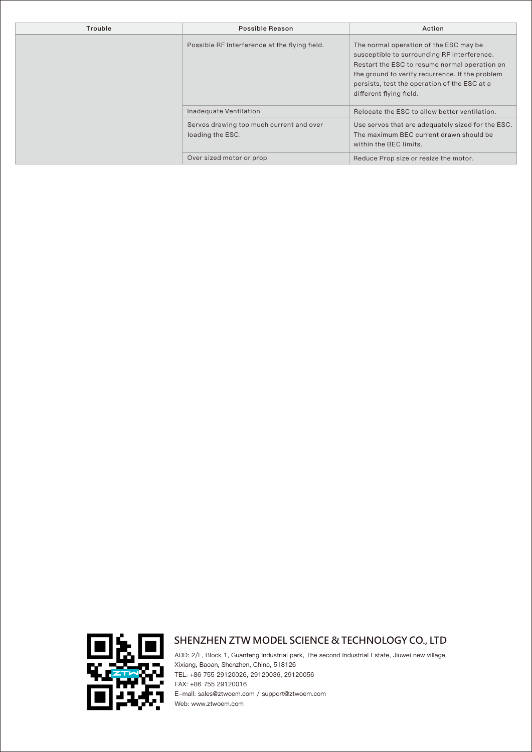| Trouble | Possible Reason | Action |
|---|---|---|
| | Possible RF Interference at the flying field. | The normal operation of the ESC may be susceptible to surrounding RF interference. Restart the ESC to resume normal operation on the ground to verify recurrence. If the problem persists, test the operation of the ESC at a different flying field. |
| | Inadequate Ventilation | Relocate the ESC to allow better ventilation. |
| | Servos drawing too much current and over loading the ESC. | Use servos that are adequately sized for the ESC. The maximum BEC current drawn should be within the BEC limits. |
| | Over sized motor or prop | Reduce Prop size or resize the motor. |

**SHENZHEN ZTW MODEL SCIENCE & TECHNOLOGY CO., LTD**

ADD: 2/F, Block 1, Guanfeng Industrial park, The second Industrial Estate, Jiuwei new village, Xixiang, Baoan, Shenzhen, China, 518126

TEL: +86 755 29120026, 29120036, 29120056

FAX: +86 755 29120016

E-mall: sales@ztwoem.com / support@ztwoem.com

Web: www.ztwoem.com